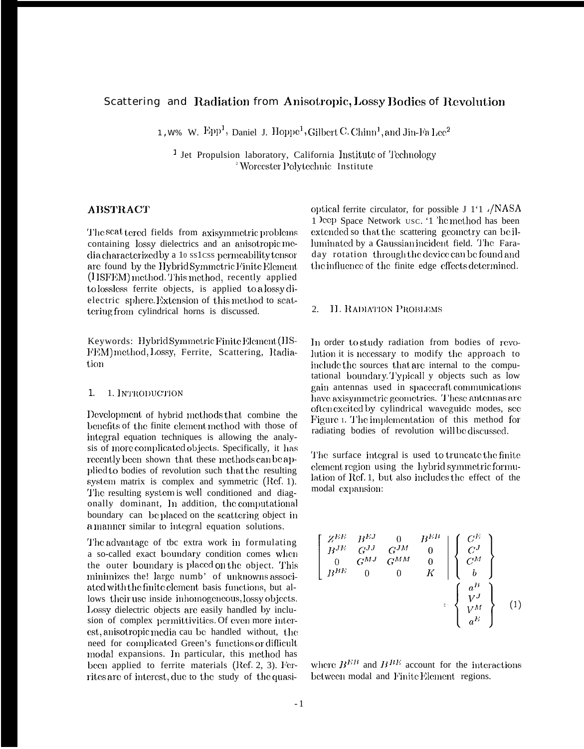# Scattering and Radiation from Anisotropic, Lossy Bodies of Revolution

1,W% W. Epp[1], Daniel J. Hoppe[1], Gilbert C. Chinn[1], and Jin-Fa Lee[2]

[1] Jet Propulsion laboratory, California Institute of Technology
[2] Worcester Polytechnic Institute

## ABSTRACT

The scattered fields from axisymmetric problems containing lossy dielectrics and an anisotropic media characterized by a lo ss1css permeability tensor are found by the Hybrid Symmetric Finite Element (HSFEM) method. This method, recently applied to lossless ferrite objects, is applied to a lossy dielectric sphere. Extension of this method to scattering from cylindrical horns is discussed.

Keywords: Hybrid Symmetric Finite Element (HS-FEM) method, Lossy, Ferrite, Scattering, Radiation

## 1. 1. INTRODUCTION

Development of hybrid methods that combine the benefits of the finite element method with those of integral equation techniques is allowing the analysis of more complicated objects. Specifically, it has recently been shown that these methods can be applied to bodies of revolution such that the resulting system matrix is complex and symmetric (Ref. 1). The resulting system is well conditioned and diagonally dominant, In addition, the computational boundary can be placed on the scattering object in a manner similar to integral equation solutions.

The advantage of tbe extra work in formulating a so-called exact boundary condition comes when the outer boundary is placed on the object. This minimizes the! large numb' of unknowns associated with the finite element basis functions, but allows their use inside inhomogeneous, lossy objects. Lossy dielectric objects are easily handled by inclusion of complex permittivities. Of even more interest, anisotropic media cau be handled without, the need for complicated Green's functions or difficult modal expansions. In particular, this method has been applied to ferrite materials (Ref. 2, 3). Ferrites are of interest, due to the study of the quasi-optical ferrite circulator, for possible J 1'1 ,/NASA Deep Space Network use. The method has been extended so that the scattering geometry can be illuminated by a Gaussian incident field. The Faraday rotation through the device can be found and the influence of the finite edge effects determined.

## 2. II. RADIATION PROBLEMS

In order to study radiation from bodies of revolution it is necessary to modify the approach to include the sources that are internal to the computational boundary. Typicall y objects such as low gain antennas used in spacecraft communications have axisymmetric geometries. These antennas are often excited by cylindrical waveguide modes, see Figure 1. The implementation of this method for radiating bodies of revolution will be discussed.

The surface integral is used to truncate the finite element region using the hybrid symmetric formulation of Ref. 1, but also includes the effect of the modal expansion:

$$\begin{bmatrix} Z^{EE} & B^{EJ} & 0 & B^{EB} \\ B^{JE} & G^{JJ} & G^{JM} & 0 \\ 0 & G^{MJ} & G^{MM} & 0 \\ B^{BE} & 0 & 0 & K \end{bmatrix} \begin{Bmatrix} C^{E} \\ C^{J} \\ C^{M} \\ b \end{Bmatrix} = \begin{Bmatrix} a^{B} \\ V^{J} \\ V^{M} \\ a^{E} \end{Bmatrix} \quad (1)$$

where $B^{EB}$ and $B^{BE}$ account for the interactions between modal and Finite Element regions.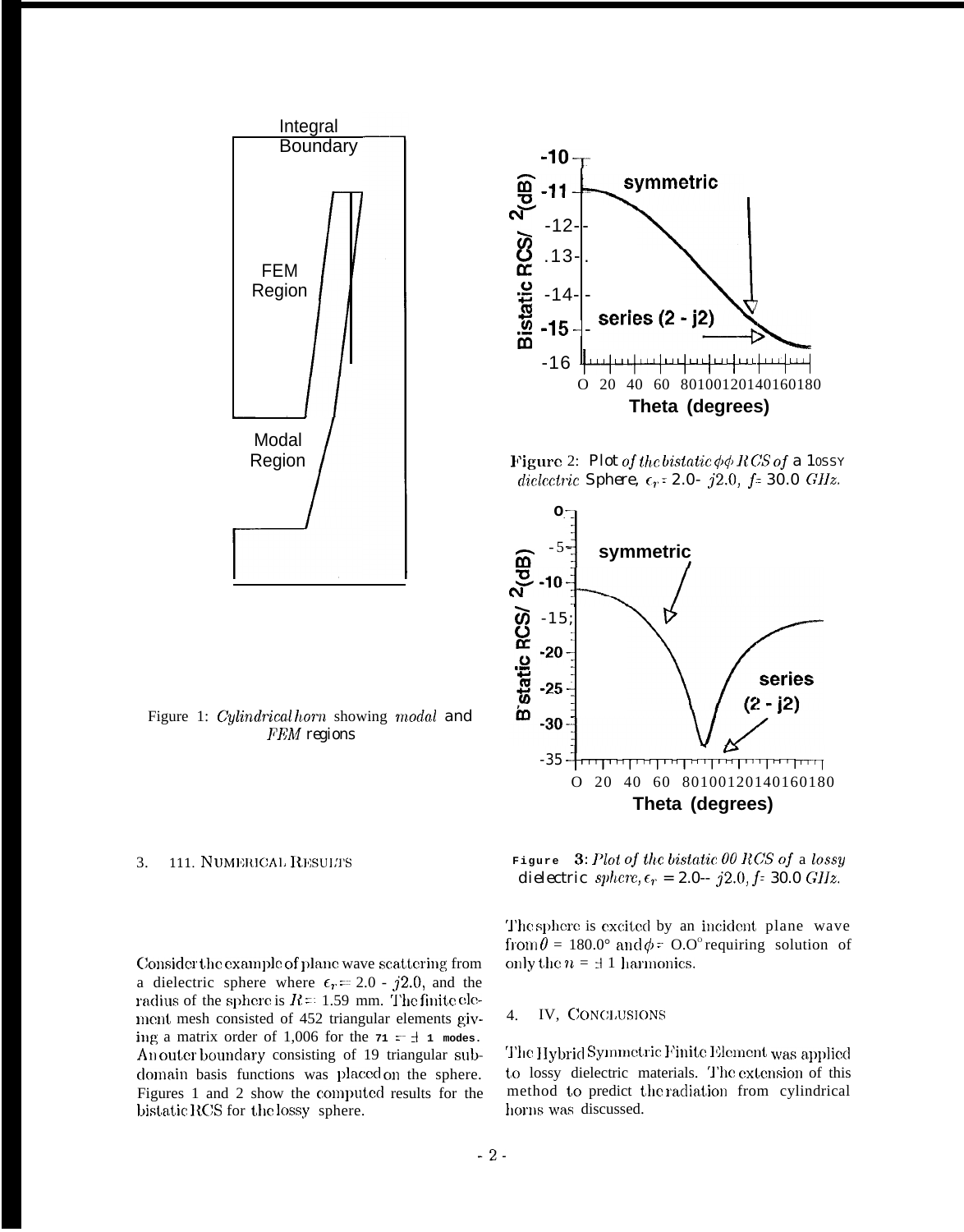Figure 1: *Cylindrical horn* showing *modal* and *FEM* regions

Figure 2: Plot *of the bistatic* $\phi\phi$ *RCS of* a lossy *dielectric* Sphere, $\epsilon_r$ = 2.0- $j2.0$, $f$= 30.0 *GHz.*

Figure 3: *Plot of the bistatic* $\theta\theta$ *RCS of* a *lossy* dielectric *sphere*, $\epsilon_r$ = 2.0-- $j2.0$, $f$= 30.0 *GHz.*

## 3. III. NUMERICAL RESULTS

Consider the example of plane wave scattering from a dielectric sphere where $\epsilon_r$ = 2.0 - $j2.0$, and the radius of the sphere is $R$ = 1.59 mm. The finite element mesh consisted of 452 triangular elements giving a matrix order of 1,006 for the $n = \pm 1$ modes. An outer boundary consisting of 19 triangular subdomain basis functions was placed on the sphere. Figures 1 and 2 show the computed results for the bistatic RCS for the lossy sphere.

The sphere is excited by an incident plane wave from $\theta$ = 180.0° and $\phi$ = 0.0° requiring solution of only the $n = \pm 1$ harmonics.

## 4. IV, CONCLUSIONS

The Hybrid Symmetric Finite Element was applied to lossy dielectric materials. The extension of this method to predict the radiation from cylindrical horns was discussed.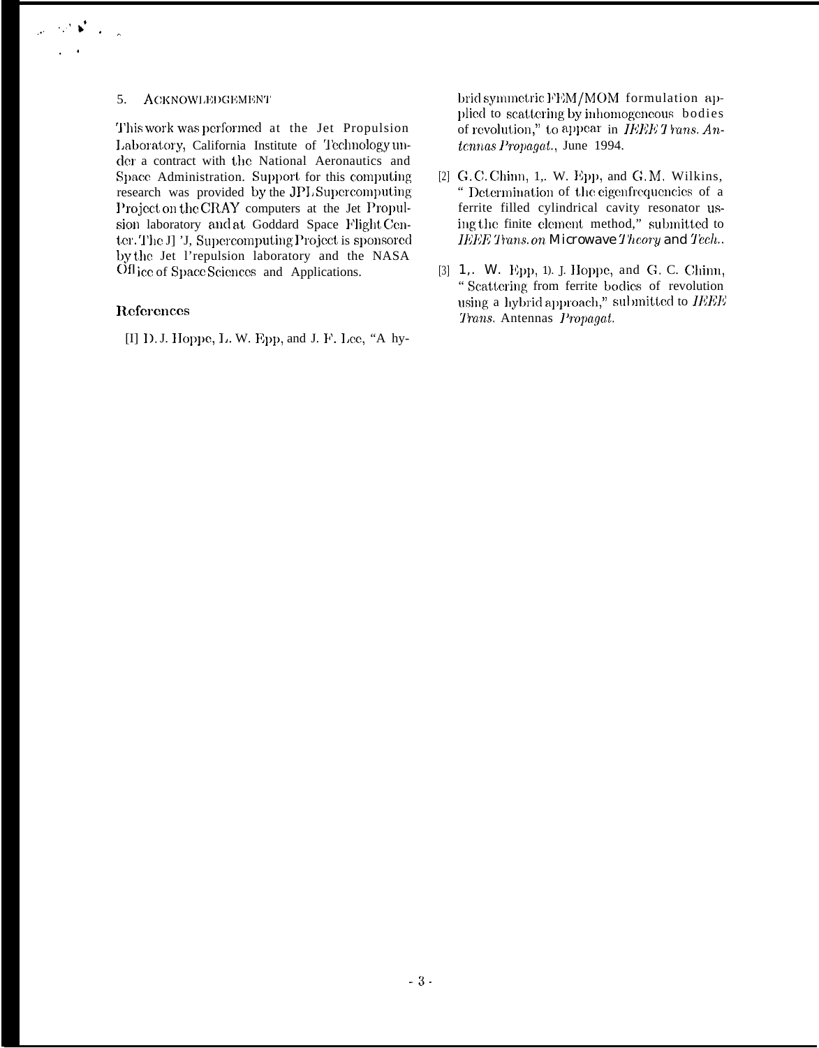## 5. ACKNOWLEDGEMENT

This work was performed at the Jet Propulsion Laboratory, California Institute of Technology under a contract with the National Aeronautics and Space Administration. Support for this computing research was provided by the JPL Supercomputing Project on the CRAY computers at the Jet Propulsion laboratory and at Goddard Space Flight Center. The JPL Supercomputing Project is sponsored by the Jet Propulsion laboratory and the NASA Office of Space Sciences and Applications.

## References

[1] D. J. Hoppe, L. W. Epp, and J. F. Lee, "A hybrid symmetric FEM/MOM formulation applied to scattering by inhomogeneous bodies of revolution," to appear in *IEEE Trans. Antennas Propagat.*, June 1994.

[2] G. C. Chinn, L. W. Epp, and G. M. Wilkins, "Determination of the eigenfrequencies of a ferrite filled cylindrical cavity resonator using the finite element method," submitted to *IEEE Trans. on Microwave Theory and Tech.*.

[3] L. W. Epp, D. J. Hoppe, and G. C. Chinn, "Scattering from ferrite bodies of revolution using a hybrid approach," submitted to *IEEE Trans. Antennas Propagat.*